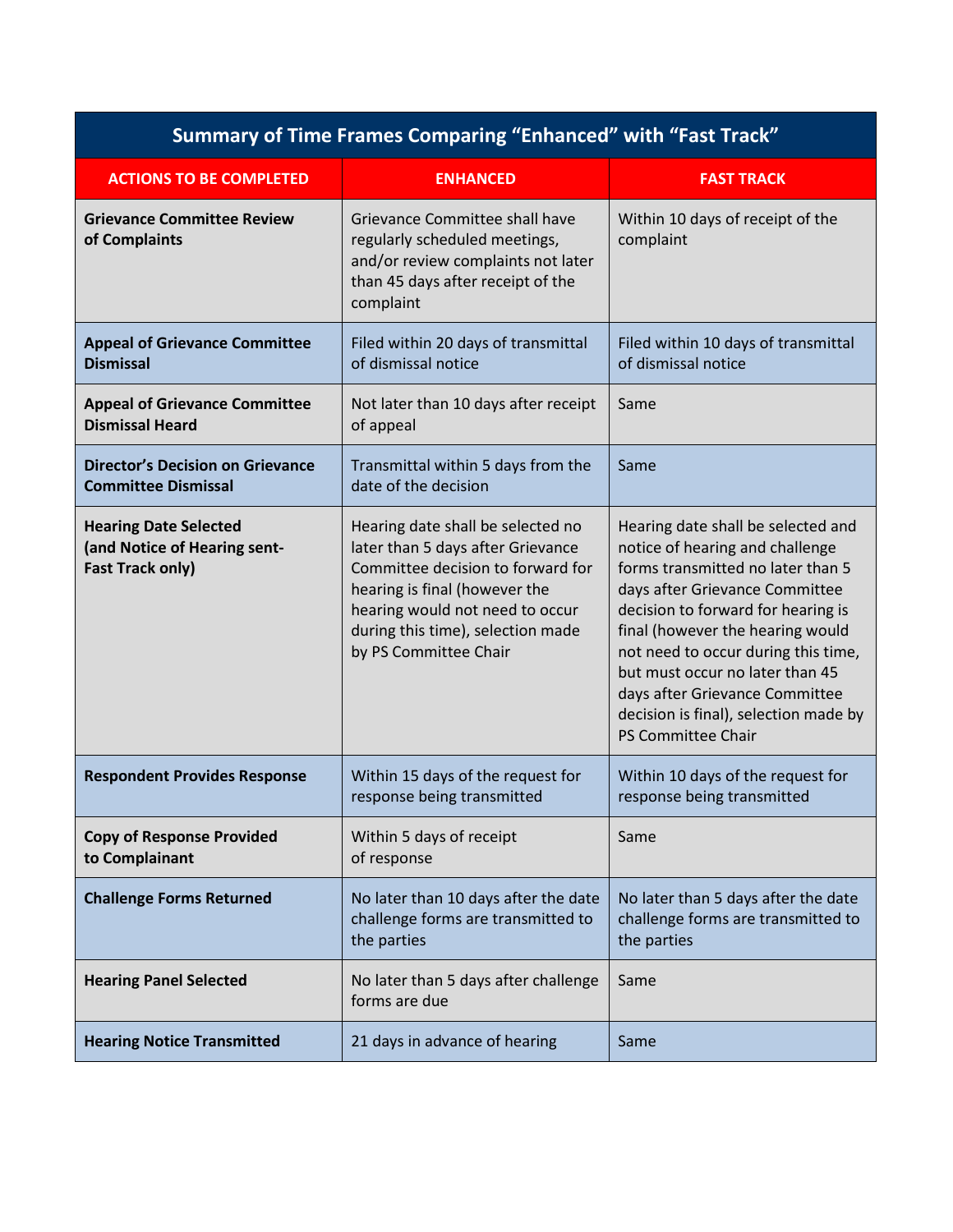| Summary of Time Frames Comparing "Enhanced" with "Fast Track" | | |
|---|---|---|
| **ACTIONS TO BE COMPLETED** | **ENHANCED** | **FAST TRACK** |
| **Grievance Committee Review of Complaints** | Grievance Committee shall have regularly scheduled meetings, and/or review complaints not later than 45 days after receipt of the complaint | Within 10 days of receipt of the complaint |
| **Appeal of Grievance Committee Dismissal** | Filed within 20 days of transmittal of dismissal notice | Filed within 10 days of transmittal of dismissal notice |
| **Appeal of Grievance Committee Dismissal Heard** | Not later than 10 days after receipt of appeal | Same |
| **Director's Decision on Grievance Committee Dismissal** | Transmittal within 5 days from the date of the decision | Same |
| **Hearing Date Selected (and Notice of Hearing sent- Fast Track only)** | Hearing date shall be selected no later than 5 days after Grievance Committee decision to forward for hearing is final (however the hearing would not need to occur during this time), selection made by PS Committee Chair | Hearing date shall be selected and notice of hearing and challenge forms transmitted no later than 5 days after Grievance Committee decision to forward for hearing is final (however the hearing would not need to occur during this time, but must occur no later than 45 days after Grievance Committee decision is final), selection made by PS Committee Chair |
| **Respondent Provides Response** | Within 15 days of the request for response being transmitted | Within 10 days of the request for response being transmitted |
| **Copy of Response Provided to Complainant** | Within 5 days of receipt of response | Same |
| **Challenge Forms Returned** | No later than 10 days after the date challenge forms are transmitted to the parties | No later than 5 days after the date challenge forms are transmitted to the parties |
| **Hearing Panel Selected** | No later than 5 days after challenge forms are due | Same |
| **Hearing Notice Transmitted** | 21 days in advance of hearing | Same |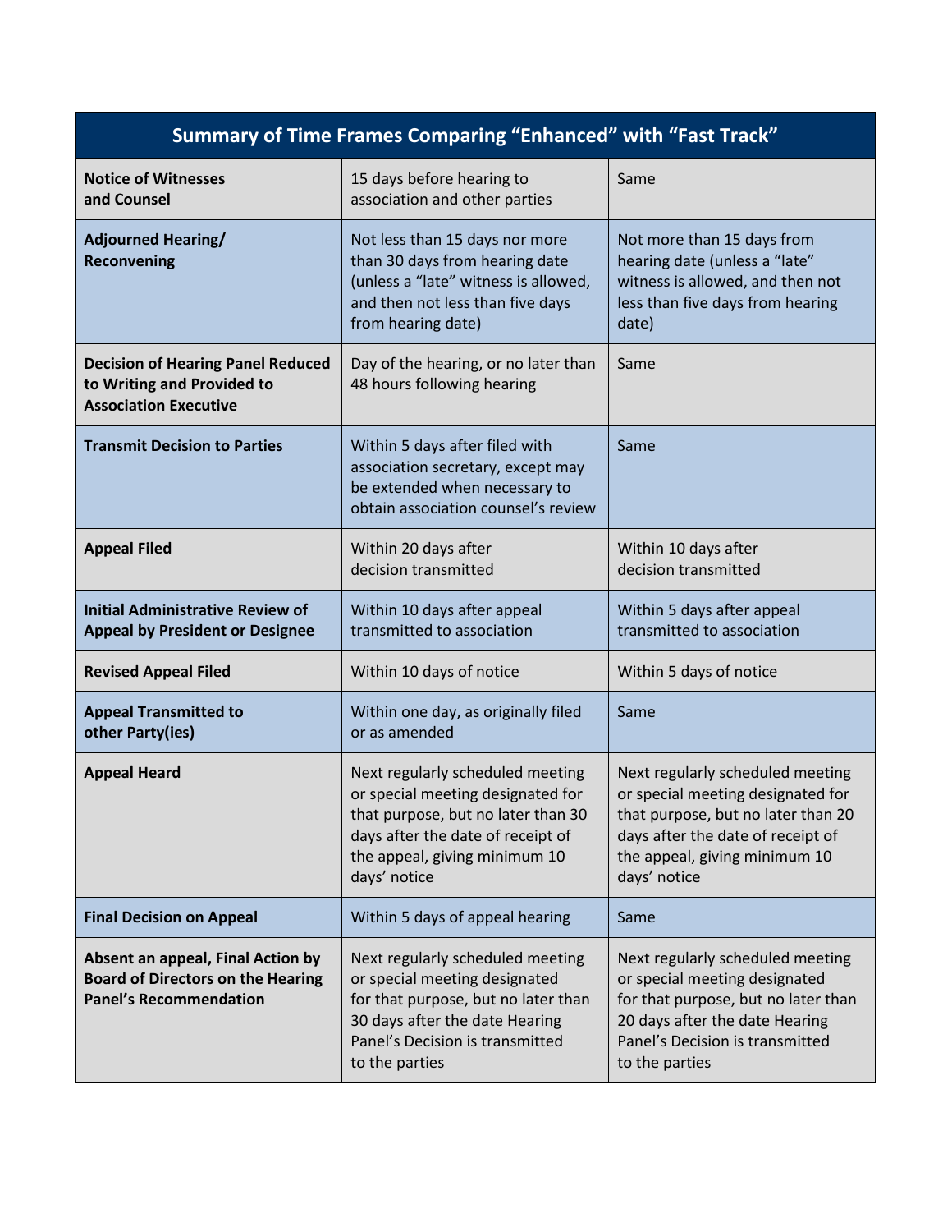| Summary of Time Frames Comparing "Enhanced" with "Fast Track" | | |
|---|---|---|
| **Notice of Witnesses and Counsel** | 15 days before hearing to association and other parties | Same |
| **Adjourned Hearing/ Reconvening** | Not less than 15 days nor more than 30 days from hearing date (unless a "late" witness is allowed, and then not less than five days from hearing date) | Not more than 15 days from hearing date (unless a "late" witness is allowed, and then not less than five days from hearing date) |
| **Decision of Hearing Panel Reduced to Writing and Provided to Association Executive** | Day of the hearing, or no later than 48 hours following hearing | Same |
| **Transmit Decision to Parties** | Within 5 days after filed with association secretary, except may be extended when necessary to obtain association counsel's review | Same |
| **Appeal Filed** | Within 20 days after decision transmitted | Within 10 days after decision transmitted |
| **Initial Administrative Review of Appeal by President or Designee** | Within 10 days after appeal transmitted to association | Within 5 days after appeal transmitted to association |
| **Revised Appeal Filed** | Within 10 days of notice | Within 5 days of notice |
| **Appeal Transmitted to other Party(ies)** | Within one day, as originally filed or as amended | Same |
| **Appeal Heard** | Next regularly scheduled meeting or special meeting designated for that purpose, but no later than 30 days after the date of receipt of the appeal, giving minimum 10 days' notice | Next regularly scheduled meeting or special meeting designated for that purpose, but no later than 20 days after the date of receipt of the appeal, giving minimum 10 days' notice |
| **Final Decision on Appeal** | Within 5 days of appeal hearing | Same |
| **Absent an appeal, Final Action by Board of Directors on the Hearing Panel's Recommendation** | Next regularly scheduled meeting or special meeting designated for that purpose, but no later than 30 days after the date Hearing Panel's Decision is transmitted to the parties | Next regularly scheduled meeting or special meeting designated for that purpose, but no later than 20 days after the date Hearing Panel's Decision is transmitted to the parties |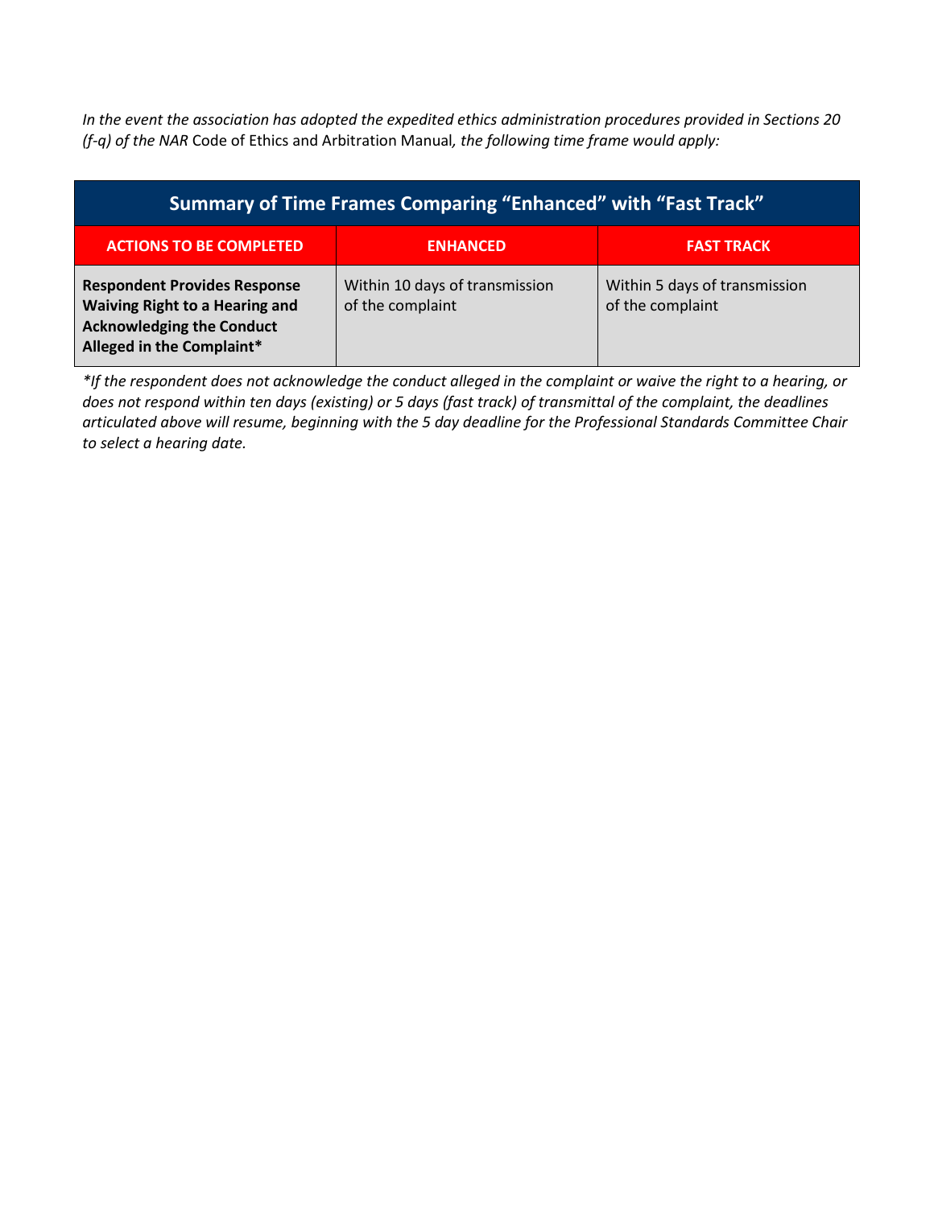*In the event the association has adopted the expedited ethics administration procedures provided in Sections 20 (f-q) of the NAR* Code of Ethics and Arbitration Manual*, the following time frame would apply:*

| Summary of Time Frames Comparing "Enhanced" with "Fast Track" | | |
|---|---|---|
| **ACTIONS TO BE COMPLETED** | **ENHANCED** | **FAST TRACK** |
| **Respondent Provides Response Waiving Right to a Hearing and Acknowledging the Conduct Alleged in the Complaint*** | Within 10 days of transmission of the complaint | Within 5 days of transmission of the complaint |

**If the respondent does not acknowledge the conduct alleged in the complaint or waive the right to a hearing, or does not respond within ten days (existing) or 5 days (fast track) of transmittal of the complaint, the deadlines articulated above will resume, beginning with the 5 day deadline for the Professional Standards Committee Chair to select a hearing date.*